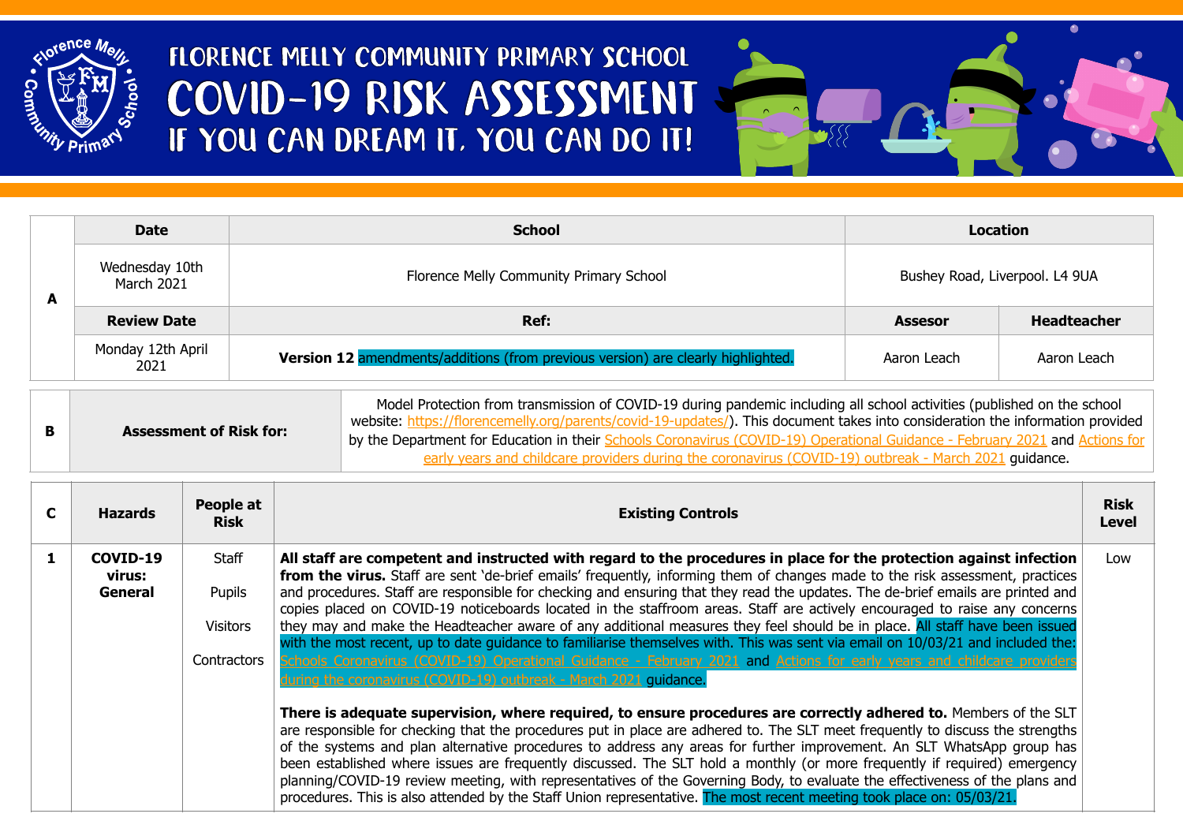# FLORENCE MELLY COMMUNITY PRIMARY SCHOOL

# COVID-19 RISK ASSESSMENT

## IF YOU CAN DREAM IT, YOU CAN DO IT!

| A | Date | School | Location | |
|---|---|---|---|---|
| | Wednesday 10th March 2021 | Florence Melly Community Primary School | Bushey Road, Liverpool. L4 9UA | |
| | **Review Date** | **Ref:** | **Assesor** | **Headteacher** |
| | Monday 12th April 2021 | **Version 12** amendments/additions (from previous version) are clearly highlighted. | Aaron Leach | Aaron Leach |

| B | Assessment of Risk for: | Model Protection from transmission of COVID-19 during pandemic including all school activities (published on the school website: https://florencemelly.org/parents/covid-19-updates/). This document takes into consideration the information provided by the Department for Education in their Schools Coronavirus (COVID-19) Operational Guidance - February 2021 and Actions for early years and childcare providers during the coronavirus (COVID-19) outbreak - March 2021 guidance. |
|---|---|---|

| C | Hazards | People at Risk | Existing Controls | Risk Level |
|---|---|---|---|---|
| 1 | **COVID-19 virus: General** | Staff<br><br>Pupils<br><br>Visitors<br><br>Contractors | **All staff are competent and instructed with regard to the procedures in place for the protection against infection from the virus.** Staff are sent 'de-brief emails' frequently, informing them of changes made to the risk assessment, practices and procedures. Staff are responsible for checking and ensuring that they read the updates. The de-brief emails are printed and copies placed on COVID-19 noticeboards located in the staffroom areas. Staff are actively encouraged to raise any concerns they may and make the Headteacher aware of any additional measures they feel should be in place. All staff have been issued with the most recent, up to date guidance to familiarise themselves with. This was sent via email on 10/03/21 and included the: Schools Coronavirus (COVID-19) Operational Guidance - February 2021 and Actions for early years and childcare providers during the coronavirus (COVID-19) outbreak - March 2021 guidance.<br><br>**There is adequate supervision, where required, to ensure procedures are correctly adhered to.** Members of the SLT are responsible for checking that the procedures put in place are adhered to. The SLT meet frequently to discuss the strengths of the systems and plan alternative procedures to address any areas for further improvement. An SLT WhatsApp group has been established where issues are frequently discussed. The SLT hold a monthly (or more frequently if required) emergency planning/COVID-19 review meeting, with representatives of the Governing Body, to evaluate the effectiveness of the plans and procedures. This is also attended by the Staff Union representative. The most recent meeting took place on: 05/03/21. | Low |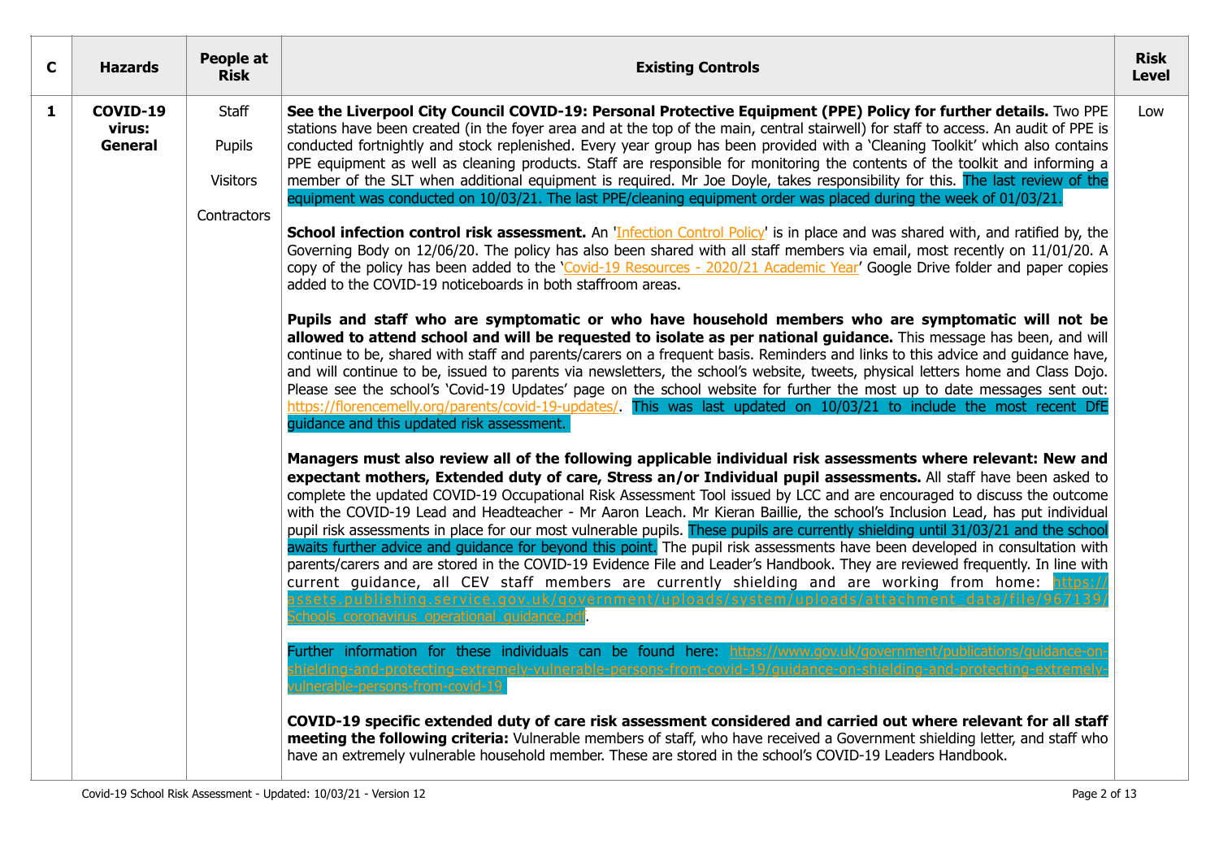| C | Hazards | People at Risk | Existing Controls | Risk Level |
|---|---|---|---|---|
| **1** | **COVID-19 virus: General** | Staff<br><br>Pupils<br><br>Visitors<br><br>Contractors | **See the Liverpool City Council COVID-19: Personal Protective Equipment (PPE) Policy for further details.** Two PPE stations have been created (in the foyer area and at the top of the main, central stairwell) for staff to access. An audit of PPE is conducted fortnightly and stock replenished. Every year group has been provided with a 'Cleaning Toolkit' which also contains PPE equipment as well as cleaning products. Staff are responsible for monitoring the contents of the toolkit and informing a member of the SLT when additional equipment is required. Mr Joe Doyle, takes responsibility for this. The last review of the equipment was conducted on 10/03/21. The last PPE/cleaning equipment order was placed during the week of 01/03/21.<br><br>**School infection control risk assessment.** An 'Infection Control Policy' is in place and was shared with, and ratified by, the Governing Body on 12/06/20. The policy has also been shared with all staff members via email, most recently on 11/01/20. A copy of the policy has been added to the 'Covid-19 Resources - 2020/21 Academic Year' Google Drive folder and paper copies added to the COVID-19 noticeboards in both staffroom areas.<br><br>**Pupils and staff who are symptomatic or who have household members who are symptomatic will not be allowed to attend school and will be requested to isolate as per national guidance.** This message has been, and will continue to be, shared with staff and parents/carers on a frequent basis. Reminders and links to this advice and guidance have, and will continue to be, issued to parents via newsletters, the school's website, tweets, physical letters home and Class Dojo. Please see the school's 'Covid-19 Updates' page on the school website for further the most up to date messages sent out: https://florencemelly.org/parents/covid-19-updates/. This was last updated on 10/03/21 to include the most recent DfE guidance and this updated risk assessment.<br><br>**Managers must also review all of the following applicable individual risk assessments where relevant: New and expectant mothers, Extended duty of care, Stress an/or Individual pupil assessments.** All staff have been asked to complete the updated COVID-19 Occupational Risk Assessment Tool issued by LCC and are encouraged to discuss the outcome with the COVID-19 Lead and Headteacher - Mr Aaron Leach. Mr Kieran Baillie, the school's Inclusion Lead, has put individual pupil risk assessments in place for our most vulnerable pupils. These pupils are currently shielding until 31/03/21 and the school awaits further advice and guidance for beyond this point. The pupil risk assessments have been developed in consultation with parents/carers and are stored in the COVID-19 Evidence File and Leader's Handbook. They are reviewed frequently. In line with current guidance, all CEV staff members are currently shielding and are working from home: https://assets.publishing.service.gov.uk/government/uploads/system/uploads/attachment_data/file/967139/Schools_coronavirus_operational_guidance.pdf.<br><br>Further information for these individuals can be found here: https://www.gov.uk/government/publications/guidance-on-shielding-and-protecting-extremely-vulnerable-persons-from-covid-19/guidance-on-shielding-and-protecting-extremely-vulnerable-persons-from-covid-19<br><br>**COVID-19 specific extended duty of care risk assessment considered and carried out where relevant for all staff meeting the following criteria:** Vulnerable members of staff, who have received a Government shielding letter, and staff who have an extremely vulnerable household member. These are stored in the school's COVID-19 Leaders Handbook. | Low |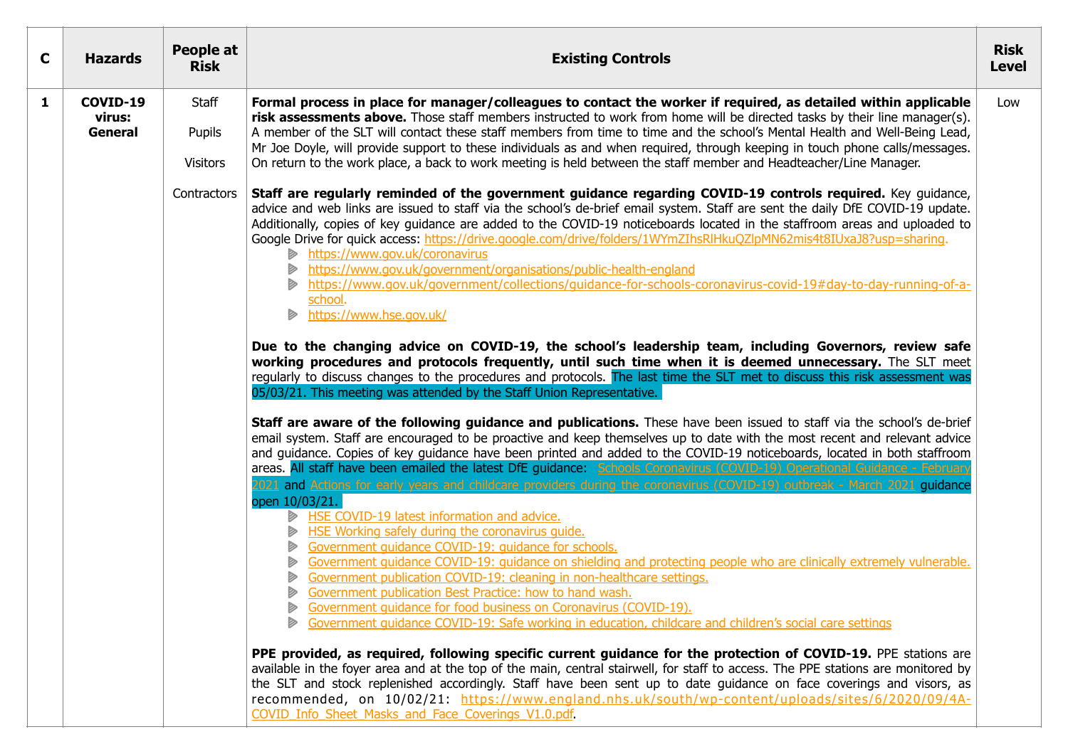| C | Hazards | People at Risk | Existing Controls | Risk Level |
|---|---|---|---|---|
| 1 | **COVID-19 virus: General** | Staff<br><br>Pupils<br><br>Visitors<br><br>Contractors | **Formal process in place for manager/colleagues to contact the worker if required, as detailed within applicable risk assessments above.** Those staff members instructed to work from home will be directed tasks by their line manager(s). A member of the SLT will contact these staff members from time to time and the school's Mental Health and Well-Being Lead, Mr Joe Doyle, will provide support to these individuals as and when required, through keeping in touch phone calls/messages. On return to the work place, a back to work meeting is held between the staff member and Headteacher/Line Manager.<br><br>**Staff are regularly reminded of the government guidance regarding COVID-19 controls required.** Key guidance, advice and web links are issued to staff via the school's de-brief email system. Staff are sent the daily DfE COVID-19 update. Additionally, copies of key guidance are added to the COVID-19 noticeboards located in the staffroom areas and uploaded to Google Drive for quick access: https://drive.google.com/drive/folders/1WYmZIhsRlHkuQZlpMN62mis4t8IUxaJ8?usp=sharing.<br>- https://www.gov.uk/coronavirus<br>- https://www.gov.uk/government/organisations/public-health-england<br>- https://www.gov.uk/government/collections/guidance-for-schools-coronavirus-covid-19#day-to-day-running-of-a-school.<br>- https://www.hse.gov.uk/<br><br>**Due to the changing advice on COVID-19, the school's leadership team, including Governors, review safe working procedures and protocols frequently, until such time when it is deemed unnecessary.** The SLT meet regularly to discuss changes to the procedures and protocols. The last time the SLT met to discuss this risk assessment was 05/03/21. This meeting was attended by the Staff Union Representative.<br><br>**Staff are aware of the following guidance and publications.** These have been issued to staff via the school's de-brief email system. Staff are encouraged to be proactive and keep themselves up to date with the most recent and relevant advice and guidance. Copies of key guidance have been printed and added to the COVID-19 noticeboards, located in both staffroom areas. All staff have been emailed the latest DfE guidance: Schools Coronavirus (COVID-19) Operational Guidance - February 2021 and Actions for early years and childcare providers during the coronavirus (COVID-19) outbreak - March 2021 guidance open 10/03/21.<br>- HSE COVID-19 latest information and advice.<br>- HSE Working safely during the coronavirus guide.<br>- Government guidance COVID-19: guidance for schools.<br>- Government guidance COVID-19: guidance on shielding and protecting people who are clinically extremely vulnerable.<br>- Government publication COVID-19: cleaning in non-healthcare settings.<br>- Government publication Best Practice: how to hand wash.<br>- Government guidance for food business on Coronavirus (COVID-19).<br>- Government guidance COVID-19: Safe working in education, childcare and children's social care settings<br><br>**PPE provided, as required, following specific current guidance for the protection of COVID-19.** PPE stations are available in the foyer area and at the top of the main, central stairwell, for staff to access. The PPE stations are monitored by the SLT and stock replenished accordingly. Staff have been sent up to date guidance on face coverings and visors, as recommended, on 10/02/21: https://www.england.nhs.uk/south/wp-content/uploads/sites/6/2020/09/4A-COVID_Info_Sheet_Masks_and_Face_Coverings_V1.0.pdf. | Low |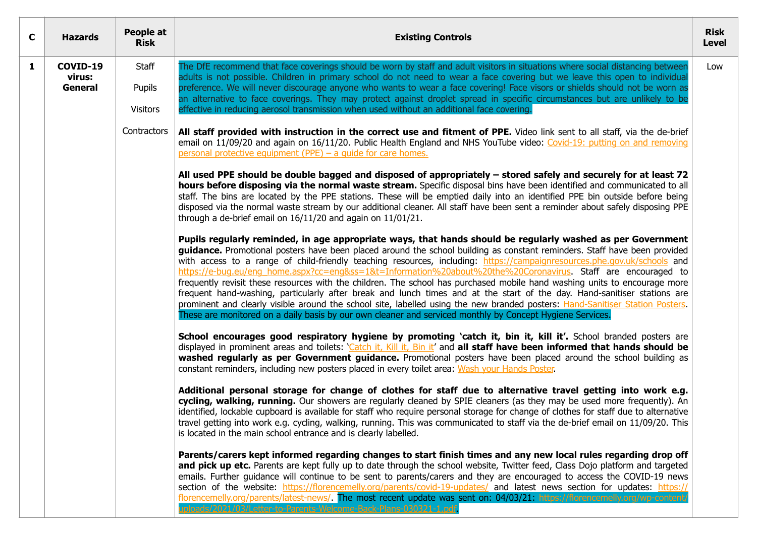| C | Hazards | People at Risk | Existing Controls | Risk Level |
|---|---|---|---|---|
| 1 | **COVID-19 virus: General** | Staff<br><br>Pupils<br><br>Visitors<br><br>Contractors | The DfE recommend that face coverings should be worn by staff and adult visitors in situations where social distancing between adults is not possible. Children in primary school do not need to wear a face covering but we leave this open to individual preference. We will never discourage anyone who wants to wear a face covering! Face visors or shields should not be worn as an alternative to face coverings. They may protect against droplet spread in specific circumstances but are unlikely to be effective in reducing aerosol transmission when used without an additional face covering.<br><br>**All staff provided with instruction in the correct use and fitment of PPE.** Video link sent to all staff, via the de-brief email on 11/09/20 and again on 16/11/20. Public Health England and NHS YouTube video: Covid-19: putting on and removing personal protective equipment (PPE) – a guide for care homes.<br><br>**All used PPE should be double bagged and disposed of appropriately – stored safely and securely for at least 72 hours before disposing via the normal waste stream.** Specific disposal bins have been identified and communicated to all staff. The bins are located by the PPE stations. These will be emptied daily into an identified PPE bin outside before being disposed via the normal waste stream by our additional cleaner. All staff have been sent a reminder about safely disposing PPE through a de-brief email on 16/11/20 and again on 11/01/21.<br><br>**Pupils regularly reminded, in age appropriate ways, that hands should be regularly washed as per Government guidance.** Promotional posters have been placed around the school building as constant reminders. Staff have been provided with access to a range of child-friendly teaching resources, including: https://campaignresources.phe.gov.uk/schools and https://e-bug.eu/eng_home.aspx?cc=eng&ss=1&t=Information%20about%20the%20Coronavirus. Staff are encouraged to frequently revisit these resources with the children. The school has purchased mobile hand washing units to encourage more frequent hand-washing, particularly after break and lunch times and at the start of the day. Hand-sanitiser stations are prominent and clearly visible around the school site, labelled using the new branded posters: Hand-Sanitiser Station Posters. These are monitored on a daily basis by our own cleaner and serviced monthly by Concept Hygiene Services.<br><br>**School encourages good respiratory hygiene by promoting 'catch it, bin it, kill it'.** School branded posters are displayed in prominent areas and toilets: 'Catch it, Kill it, Bin it' and **all staff have been informed that hands should be washed regularly as per Government guidance.** Promotional posters have been placed around the school building as constant reminders, including new posters placed in every toilet area: Wash your Hands Poster.<br><br>**Additional personal storage for change of clothes for staff due to alternative travel getting into work e.g. cycling, walking, running.** Our showers are regularly cleaned by SPIE cleaners (as they may be used more frequently). An identified, lockable cupboard is available for staff who require personal storage for change of clothes for staff due to alternative travel getting into work e.g. cycling, walking, running. This was communicated to staff via the de-brief email on 11/09/20. This is located in the main school entrance and is clearly labelled.<br><br>**Parents/carers kept informed regarding changes to start finish times and any new local rules regarding drop off and pick up etc.** Parents are kept fully up to date through the school website, Twitter feed, Class Dojo platform and targeted emails. Further guidance will continue to be sent to parents/carers and they are encouraged to access the COVID-19 news section of the website: https://florencemelly.org/parents/covid-19-updates/ and latest news section for updates: https://florencemelly.org/parents/latest-news/. The most recent update was sent on: 04/03/21: https://florencemelly.org/wp-content/uploads/2021/03/Letter-to-Parents-Welcome-Back-Plans-030321-1.pdf. | Low |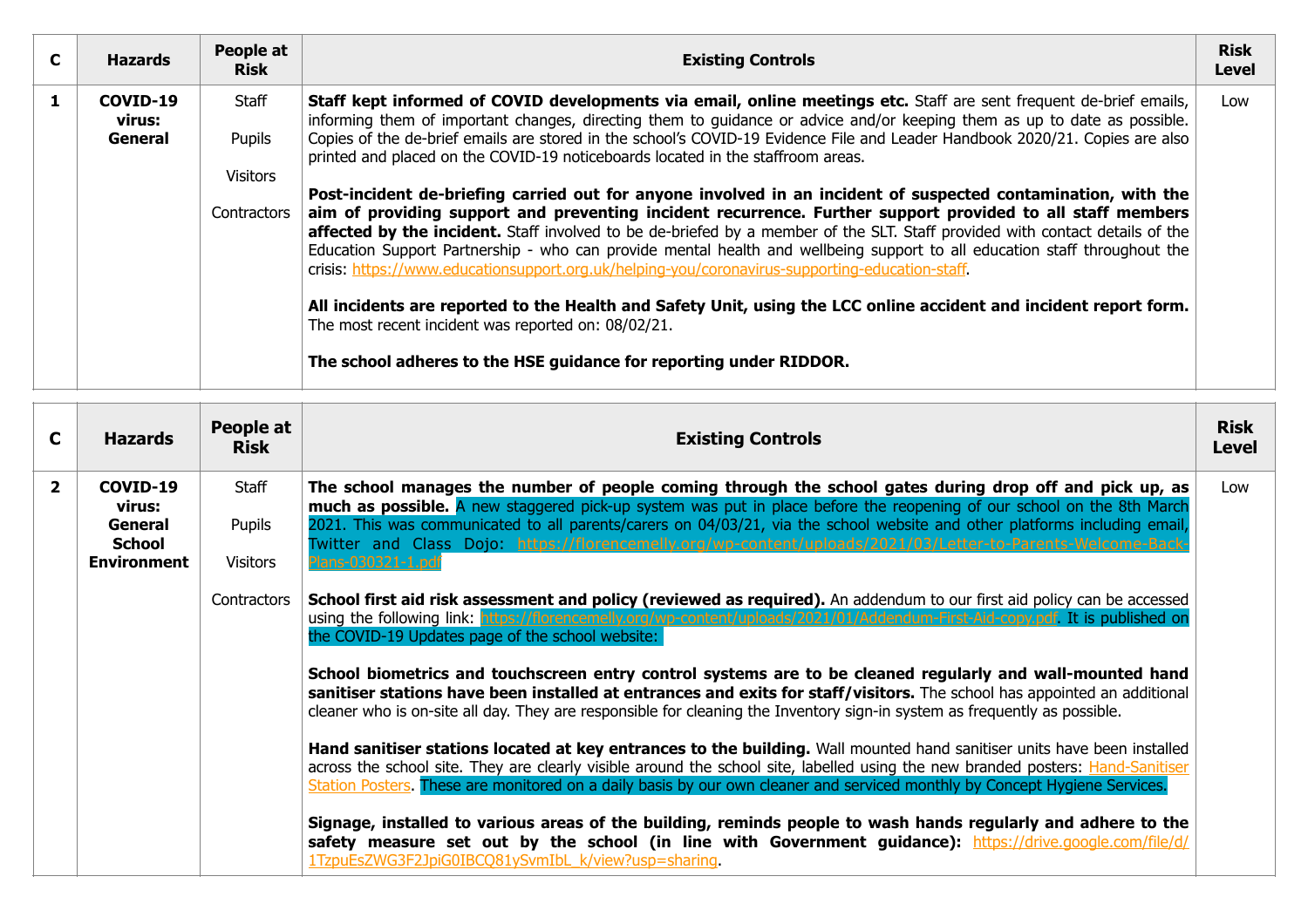| C | Hazards | People at Risk | Existing Controls | Risk Level |
|---|---|---|---|---|
| 1 | **COVID-19 virus: General** | Staff<br><br>Pupils<br><br>Visitors<br><br>Contractors | **Staff kept informed of COVID developments via email, online meetings etc.** Staff are sent frequent de-brief emails, informing them of important changes, directing them to guidance or advice and/or keeping them as up to date as possible. Copies of the de-brief emails are stored in the school's COVID-19 Evidence File and Leader Handbook 2020/21. Copies are also printed and placed on the COVID-19 noticeboards located in the staffroom areas.<br><br>**Post-incident de-briefing carried out for anyone involved in an incident of suspected contamination, with the aim of providing support and preventing incident recurrence. Further support provided to all staff members affected by the incident.** Staff involved to be de-briefed by a member of the SLT. Staff provided with contact details of the Education Support Partnership - who can provide mental health and wellbeing support to all education staff throughout the crisis: https://www.educationsupport.org.uk/helping-you/coronavirus-supporting-education-staff.<br><br>**All incidents are reported to the Health and Safety Unit, using the LCC online accident and incident report form.** The most recent incident was reported on: 08/02/21.<br><br>**The school adheres to the HSE guidance for reporting under RIDDOR.** | Low |

| C | Hazards | People at Risk | Existing Controls | Risk Level |
|---|---|---|---|---|
| 2 | **COVID-19 virus: General School Environment** | Staff<br><br>Pupils<br><br>Visitors<br><br>Contractors | **The school manages the number of people coming through the school gates during drop off and pick up, as much as possible.** A new staggered pick-up system was put in place before the reopening of our school on the 8th March 2021. This was communicated to all parents/carers on 04/03/21, via the school website and other platforms including email, Twitter and Class Dojo: https://florencemelly.org/wp-content/uploads/2021/03/Letter-to-Parents-Welcome-Back-Plans-030321-1.pdf<br><br>**School first aid risk assessment and policy (reviewed as required).** An addendum to our first aid policy can be accessed using the following link: https://florencemelly.org/wp-content/uploads/2021/01/Addendum-First-Aid-copy.pdf. It is published on the COVID-19 Updates page of the school website:<br><br>**School biometrics and touchscreen entry control systems are to be cleaned regularly and wall-mounted hand sanitiser stations have been installed at entrances and exits for staff/visitors.** The school has appointed an additional cleaner who is on-site all day. They are responsible for cleaning the Inventory sign-in system as frequently as possible.<br><br>**Hand sanitiser stations located at key entrances to the building.** Wall mounted hand sanitiser units have been installed across the school site. They are clearly visible around the school site, labelled using the new branded posters: Hand-Sanitiser Station Posters. These are monitored on a daily basis by our own cleaner and serviced monthly by Concept Hygiene Services.<br><br>**Signage, installed to various areas of the building, reminds people to wash hands regularly and adhere to the safety measure set out by the school (in line with Government guidance):** https://drive.google.com/file/d/1TzpuEsZWG3F2JpiG0IBCQ81ySvmIbL_k/view?usp=sharing. | Low |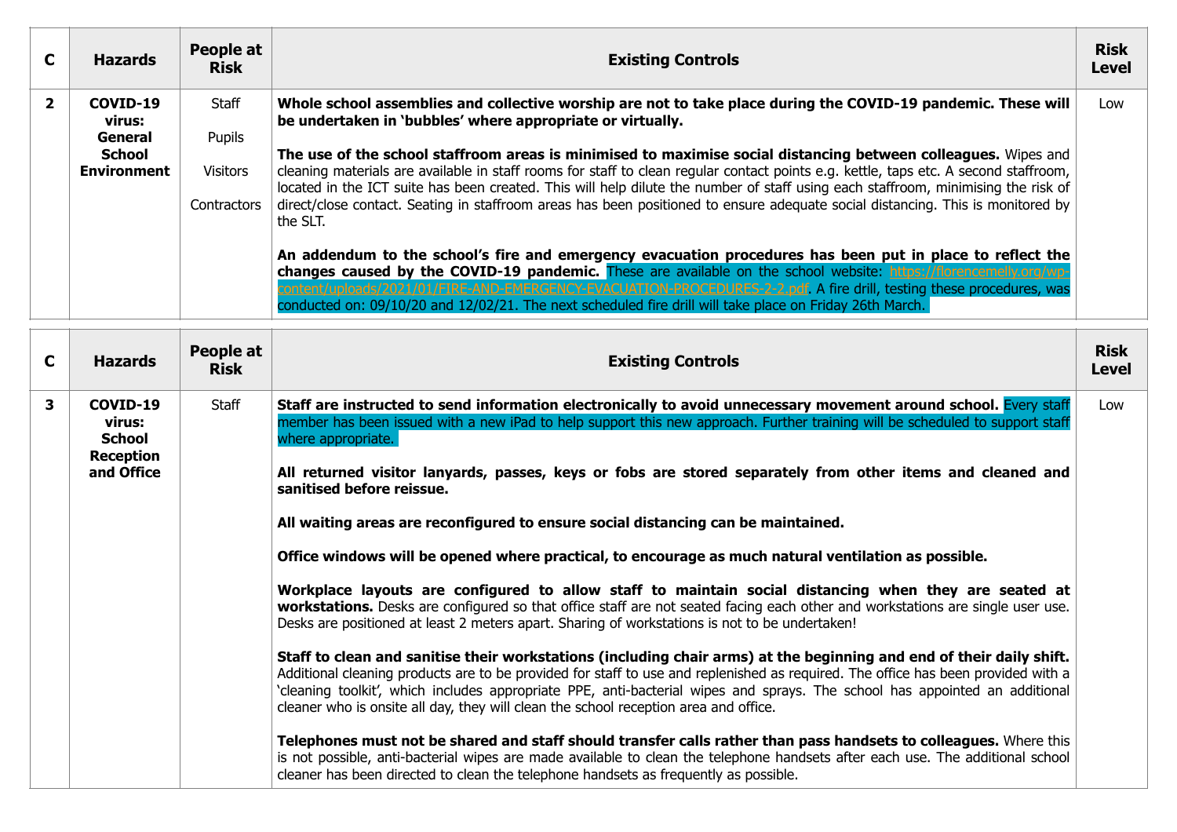| C | Hazards | People at Risk | Existing Controls | Risk Level |
|---|---|---|---|---|
| **2** | **COVID-19 virus: General School Environment** | Staff<br><br>Pupils<br><br>Visitors<br><br>Contractors | **Whole school assemblies and collective worship are not to take place during the COVID-19 pandemic. These will be undertaken in 'bubbles' where appropriate or virtually.**<br><br>**The use of the school staffroom areas is minimised to maximise social distancing between colleagues.** Wipes and cleaning materials are available in staff rooms for staff to clean regular contact points e.g. kettle, taps etc. A second staffroom, located in the ICT suite has been created. This will help dilute the number of staff using each staffroom, minimising the risk of direct/close contact. Seating in staffroom areas has been positioned to ensure adequate social distancing. This is monitored by the SLT.<br><br>**An addendum to the school's fire and emergency evacuation procedures has been put in place to reflect the changes caused by the COVID-19 pandemic.** These are available on the school website: https://florencemelly.org/wp-content/uploads/2021/01/FIRE-AND-EMERGENCY-EVACUATION-PROCEDURES-2-2.pdf. A fire drill, testing these procedures, was conducted on: 09/10/20 and 12/02/21. The next scheduled fire drill will take place on Friday 26th March. | Low |

| C | Hazards | People at Risk | Existing Controls | Risk Level |
|---|---|---|---|---|
| **3** | **COVID-19 virus: School Reception and Office** | Staff | **Staff are instructed to send information electronically to avoid unnecessary movement around school.** Every staff member has been issued with a new iPad to help support this new approach. Further training will be scheduled to support staff where appropriate.<br><br>**All returned visitor lanyards, passes, keys or fobs are stored separately from other items and cleaned and sanitised before reissue.**<br><br>**All waiting areas are reconfigured to ensure social distancing can be maintained.**<br><br>**Office windows will be opened where practical, to encourage as much natural ventilation as possible.**<br><br>**Workplace layouts are configured to allow staff to maintain social distancing when they are seated at workstations.** Desks are configured so that office staff are not seated facing each other and workstations are single user use. Desks are positioned at least 2 meters apart. Sharing of workstations is not to be undertaken!<br><br>**Staff to clean and sanitise their workstations (including chair arms) at the beginning and end of their daily shift.** Additional cleaning products are to be provided for staff to use and replenished as required. The office has been provided with a 'cleaning toolkit', which includes appropriate PPE, anti-bacterial wipes and sprays. The school has appointed an additional cleaner who is onsite all day, they will clean the school reception area and office.<br><br>**Telephones must not be shared and staff should transfer calls rather than pass handsets to colleagues.** Where this is not possible, anti-bacterial wipes are made available to clean the telephone handsets after each use. The additional school cleaner has been directed to clean the telephone handsets as frequently as possible. | Low |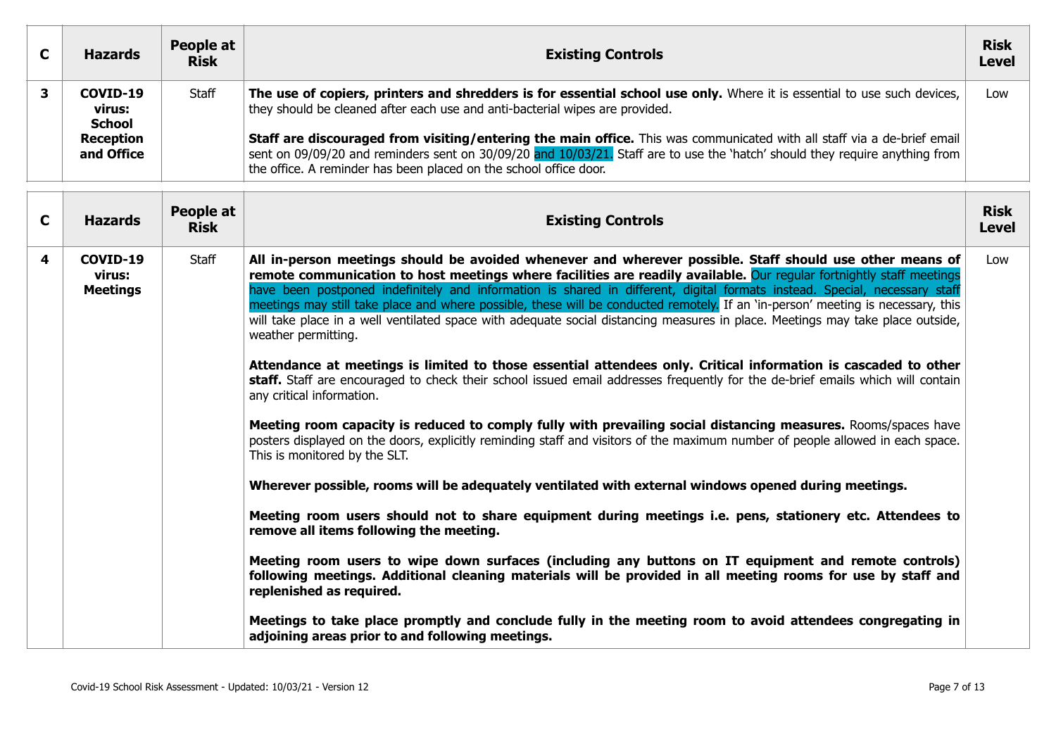| C | Hazards | People at Risk | Existing Controls | Risk Level |
| --- | --- | --- | --- | --- |
| 3 | **COVID-19 virus: School Reception and Office** | Staff | **The use of copiers, printers and shredders is for essential school use only.** Where it is essential to use such devices, they should be cleaned after each use and anti-bacterial wipes are provided.<br><br>**Staff are discouraged from visiting/entering the main office.** This was communicated with all staff via a de-brief email sent on 09/09/20 and reminders sent on 30/09/20 and 10/03/21. Staff are to use the 'hatch' should they require anything from the office. A reminder has been placed on the school office door. | Low |

| C | Hazards | People at Risk | Existing Controls | Risk Level |
| --- | --- | --- | --- | --- |
| 4 | **COVID-19 virus: Meetings** | Staff | **All in-person meetings should be avoided whenever and wherever possible. Staff should use other means of remote communication to host meetings where facilities are readily available.** Our regular fortnightly staff meetings have been postponed indefinitely and information is shared in different, digital formats instead. Special, necessary staff meetings may still take place and where possible, these will be conducted remotely. If an 'in-person' meeting is necessary, this will take place in a well ventilated space with adequate social distancing measures in place. Meetings may take place outside, weather permitting.<br><br>**Attendance at meetings is limited to those essential attendees only. Critical information is cascaded to other staff.** Staff are encouraged to check their school issued email addresses frequently for the de-brief emails which will contain any critical information.<br><br>**Meeting room capacity is reduced to comply fully with prevailing social distancing measures.** Rooms/spaces have posters displayed on the doors, explicitly reminding staff and visitors of the maximum number of people allowed in each space. This is monitored by the SLT.<br><br>**Wherever possible, rooms will be adequately ventilated with external windows opened during meetings.**<br><br>**Meeting room users should not to share equipment during meetings i.e. pens, stationery etc. Attendees to remove all items following the meeting.**<br><br>**Meeting room users to wipe down surfaces (including any buttons on IT equipment and remote controls) following meetings. Additional cleaning materials will be provided in all meeting rooms for use by staff and replenished as required.**<br><br>**Meetings to take place promptly and conclude fully in the meeting room to avoid attendees congregating in adjoining areas prior to and following meetings.** | Low |

Covid-19 School Risk Assessment - Updated: 10/03/21 - Version 12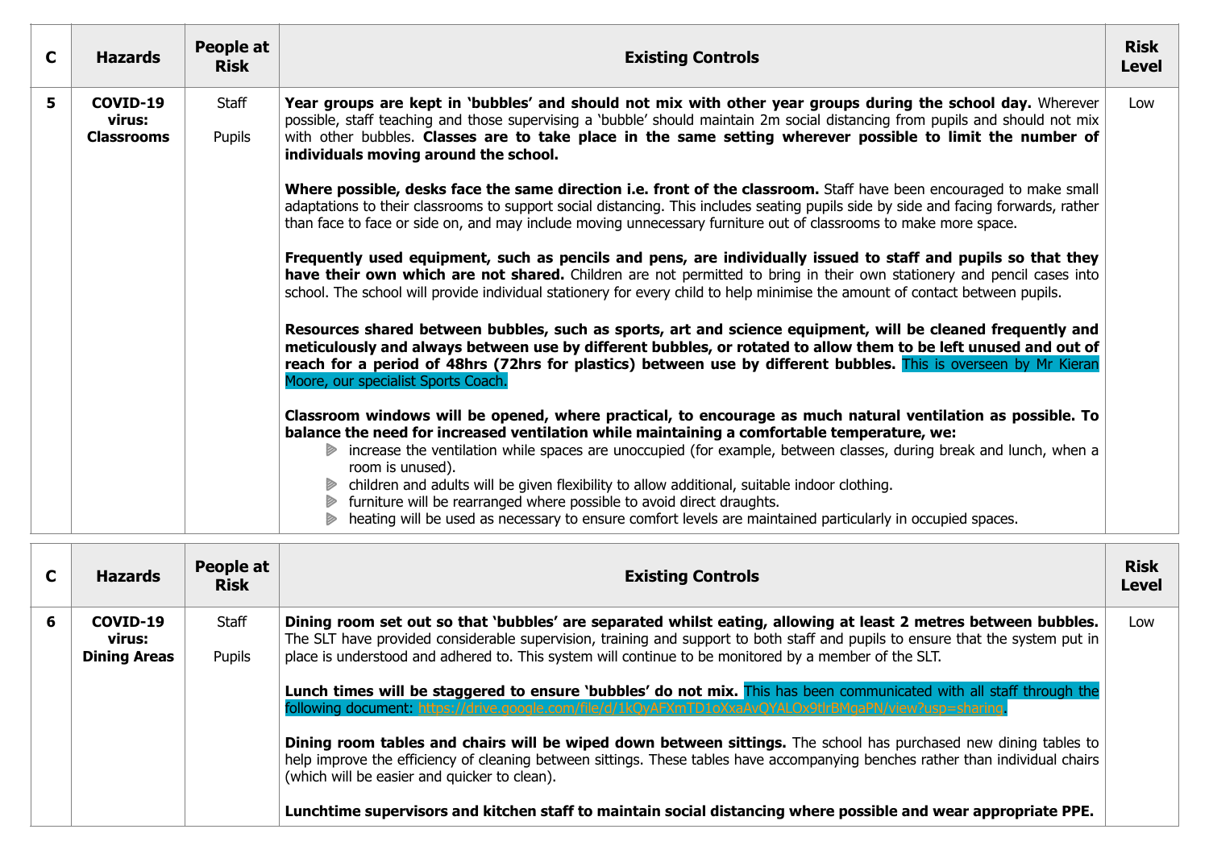| C | Hazards | People at Risk | Existing Controls | Risk Level |
|---|---|---|---|---|
| 5 | **COVID-19 virus: Classrooms** | Staff<br><br>Pupils | **Year groups are kept in 'bubbles' and should not mix with other year groups during the school day.** Wherever possible, staff teaching and those supervising a 'bubble' should maintain 2m social distancing from pupils and should not mix with other bubbles. **Classes are to take place in the same setting wherever possible to limit the number of individuals moving around the school.**<br><br>**Where possible, desks face the same direction i.e. front of the classroom.** Staff have been encouraged to make small adaptations to their classrooms to support social distancing. This includes seating pupils side by side and facing forwards, rather than face to face or side on, and may include moving unnecessary furniture out of classrooms to make more space.<br><br>**Frequently used equipment, such as pencils and pens, are individually issued to staff and pupils so that they have their own which are not shared.** Children are not permitted to bring in their own stationery and pencil cases into school. The school will provide individual stationery for every child to help minimise the amount of contact between pupils.<br><br>**Resources shared between bubbles, such as sports, art and science equipment, will be cleaned frequently and meticulously and always between use by different bubbles, or rotated to allow them to be left unused and out of reach for a period of 48hrs (72hrs for plastics) between use by different bubbles.** This is overseen by Mr Kieran Moore, our specialist Sports Coach.<br><br>**Classroom windows will be opened, where practical, to encourage as much natural ventilation as possible. To balance the need for increased ventilation while maintaining a comfortable temperature, we:**<br>- increase the ventilation while spaces are unoccupied (for example, between classes, during break and lunch, when a room is unused).<br>- children and adults will be given flexibility to allow additional, suitable indoor clothing.<br>- furniture will be rearranged where possible to avoid direct draughts.<br>- heating will be used as necessary to ensure comfort levels are maintained particularly in occupied spaces. | Low |

| C | Hazards | People at Risk | Existing Controls | Risk Level |
|---|---|---|---|---|
| 6 | **COVID-19 virus: Dining Areas** | Staff<br><br>Pupils | **Dining room set out so that 'bubbles' are separated whilst eating, allowing at least 2 metres between bubbles.** The SLT have provided considerable supervision, training and support to both staff and pupils to ensure that the system put in place is understood and adhered to. This system will continue to be monitored by a member of the SLT.<br><br>**Lunch times will be staggered to ensure 'bubbles' do not mix.** This has been communicated with all staff through the following document: https://drive.google.com/file/d/1kQyAFXmTD1oXxaAvQYALOx9tlrBMgaPN/view?usp=sharing.<br><br>**Dining room tables and chairs will be wiped down between sittings.** The school has purchased new dining tables to help improve the efficiency of cleaning between sittings. These tables have accompanying benches rather than individual chairs (which will be easier and quicker to clean).<br><br>**Lunchtime supervisors and kitchen staff to maintain social distancing where possible and wear appropriate PPE.** | Low |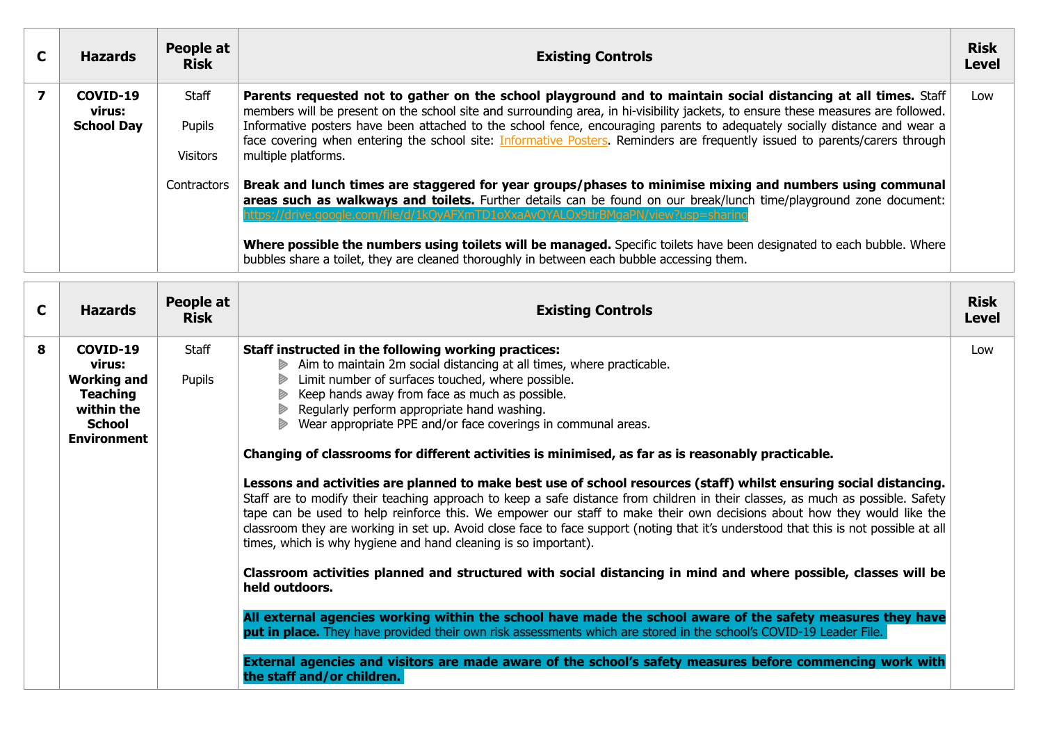| C | Hazards | People at Risk | Existing Controls | Risk Level |
|---|---|---|---|---|
| **7** | **COVID-19 virus: School Day** | Staff<br><br>Pupils<br><br>Visitors<br><br>Contractors | **Parents requested not to gather on the school playground and to maintain social distancing at all times.** Staff members will be present on the school site and surrounding area, in hi-visibility jackets, to ensure these measures are followed. Informative posters have been attached to the school fence, encouraging parents to adequately socially distance and wear a face covering when entering the school site: Informative Posters. Reminders are frequently issued to parents/carers through multiple platforms.<br><br>**Break and lunch times are staggered for year groups/phases to minimise mixing and numbers using communal areas such as walkways and toilets.** Further details can be found on our break/lunch time/playground zone document: https://drive.google.com/file/d/1kQyAFXmTD1oXxaAvQYALOx9tlrBMgaPN/view?usp=sharing<br><br>**Where possible the numbers using toilets will be managed.** Specific toilets have been designated to each bubble. Where bubbles share a toilet, they are cleaned thoroughly in between each bubble accessing them. | Low |

| C | Hazards | People at Risk | Existing Controls | Risk Level |
|---|---|---|---|---|
| **8** | **COVID-19 virus: Working and Teaching within the School Environment** | Staff<br><br>Pupils | **Staff instructed in the following working practices:**<br>- Aim to maintain 2m social distancing at all times, where practicable.<br>- Limit number of surfaces touched, where possible.<br>- Keep hands away from face as much as possible.<br>- Regularly perform appropriate hand washing.<br>- Wear appropriate PPE and/or face coverings in communal areas.<br><br>**Changing of classrooms for different activities is minimised, as far as is reasonably practicable.**<br><br>**Lessons and activities are planned to make best use of school resources (staff) whilst ensuring social distancing.** Staff are to modify their teaching approach to keep a safe distance from children in their classes, as much as possible. Safety tape can be used to help reinforce this. We empower our staff to make their own decisions about how they would like the classroom they are working in set up. Avoid close face to face support (noting that it's understood that this is not possible at all times, which is why hygiene and hand cleaning is so important).<br><br>**Classroom activities planned and structured with social distancing in mind and where possible, classes will be held outdoors.**<br><br>**All external agencies working within the school have made the school aware of the safety measures they have put in place.** They have provided their own risk assessments which are stored in the school's COVID-19 Leader File.<br><br>**External agencies and visitors are made aware of the school's safety measures before commencing work with the staff and/or children.** | Low |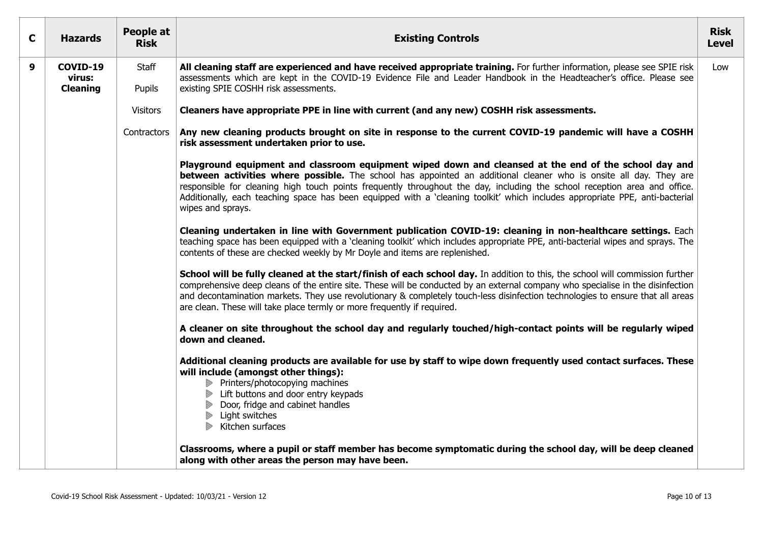| C | Hazards | People at Risk | Existing Controls | Risk Level |
|---|---|---|---|---|
| 9 | **COVID-19 virus: Cleaning** | Staff<br><br>Pupils<br><br>Visitors<br><br>Contractors | **All cleaning staff are experienced and have received appropriate training.** For further information, please see SPIE risk assessments which are kept in the COVID-19 Evidence File and Leader Handbook in the Headteacher's office. Please see existing SPIE COSHH risk assessments.<br><br>**Cleaners have appropriate PPE in line with current (and any new) COSHH risk assessments.**<br><br>**Any new cleaning products brought on site in response to the current COVID-19 pandemic will have a COSHH risk assessment undertaken prior to use.**<br><br>**Playground equipment and classroom equipment wiped down and cleansed at the end of the school day and between activities where possible.** The school has appointed an additional cleaner who is onsite all day. They are responsible for cleaning high touch points frequently throughout the day, including the school reception area and office. Additionally, each teaching space has been equipped with a 'cleaning toolkit' which includes appropriate PPE, anti-bacterial wipes and sprays.<br><br>**Cleaning undertaken in line with Government publication COVID-19: cleaning in non-healthcare settings.** Each teaching space has been equipped with a 'cleaning toolkit' which includes appropriate PPE, anti-bacterial wipes and sprays. The contents of these are checked weekly by Mr Doyle and items are replenished.<br><br>**School will be fully cleaned at the start/finish of each school day.** In addition to this, the school will commission further comprehensive deep cleans of the entire site. These will be conducted by an external company who specialise in the disinfection and decontamination markets. They use revolutionary & completely touch-less disinfection technologies to ensure that all areas are clean. These will take place termly or more frequently if required.<br><br>**A cleaner on site throughout the school day and regularly touched/high-contact points will be regularly wiped down and cleaned.**<br><br>**Additional cleaning products are available for use by staff to wipe down frequently used contact surfaces. These will include (amongst other things):**<br>- Printers/photocopying machines<br>- Lift buttons and door entry keypads<br>- Door, fridge and cabinet handles<br>- Light switches<br>- Kitchen surfaces<br><br>**Classrooms, where a pupil or staff member has become symptomatic during the school day, will be deep cleaned along with other areas the person may have been.** | Low |

Covid-19 School Risk Assessment - Updated: 10/03/21 - Version 12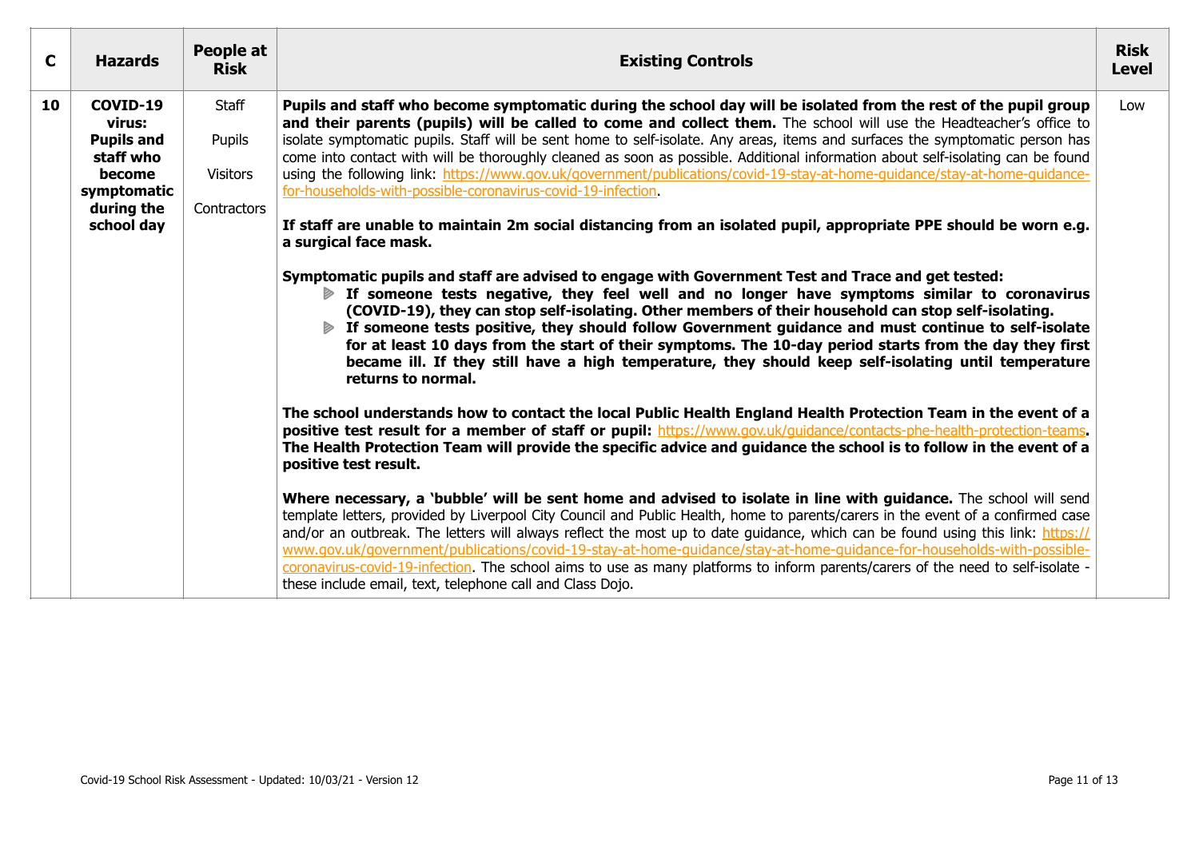| C | Hazards | People at Risk | Existing Controls | Risk Level |
|---|---|---|---|---|
| 10 | **COVID-19 virus: Pupils and staff who become symptomatic during the school day** | Staff<br><br>Pupils<br><br>Visitors<br><br>Contractors | **Pupils and staff who become symptomatic during the school day will be isolated from the rest of the pupil group and their parents (pupils) will be called to come and collect them.** The school will use the Headteacher's office to isolate symptomatic pupils. Staff will be sent home to self-isolate. Any areas, items and surfaces the symptomatic person has come into contact with will be thoroughly cleaned as soon as possible. Additional information about self-isolating can be found using the following link: https://www.gov.uk/government/publications/covid-19-stay-at-home-guidance/stay-at-home-guidance-for-households-with-possible-coronavirus-covid-19-infection.<br><br>**If staff are unable to maintain 2m social distancing from an isolated pupil, appropriate PPE should be worn e.g. a surgical face mask.**<br><br>**Symptomatic pupils and staff are advised to engage with Government Test and Trace and get tested:**<br>- **If someone tests negative, they feel well and no longer have symptoms similar to coronavirus (COVID-19), they can stop self-isolating. Other members of their household can stop self-isolating.**<br>- **If someone tests positive, they should follow Government guidance and must continue to self-isolate for at least 10 days from the start of their symptoms. The 10-day period starts from the day they first became ill. If they still have a high temperature, they should keep self-isolating until temperature returns to normal.**<br><br>**The school understands how to contact the local Public Health England Health Protection Team in the event of a positive test result for a member of staff or pupil:** https://www.gov.uk/guidance/contacts-phe-health-protection-teams**. The Health Protection Team will provide the specific advice and guidance the school is to follow in the event of a positive test result.**<br><br>**Where necessary, a 'bubble' will be sent home and advised to isolate in line with guidance.** The school will send template letters, provided by Liverpool City Council and Public Health, home to parents/carers in the event of a confirmed case and/or an outbreak. The letters will always reflect the most up to date guidance, which can be found using this link: https://www.gov.uk/government/publications/covid-19-stay-at-home-guidance/stay-at-home-guidance-for-households-with-possible-coronavirus-covid-19-infection. The school aims to use as many platforms to inform parents/carers of the need to self-isolate - these include email, text, telephone call and Class Dojo. | Low |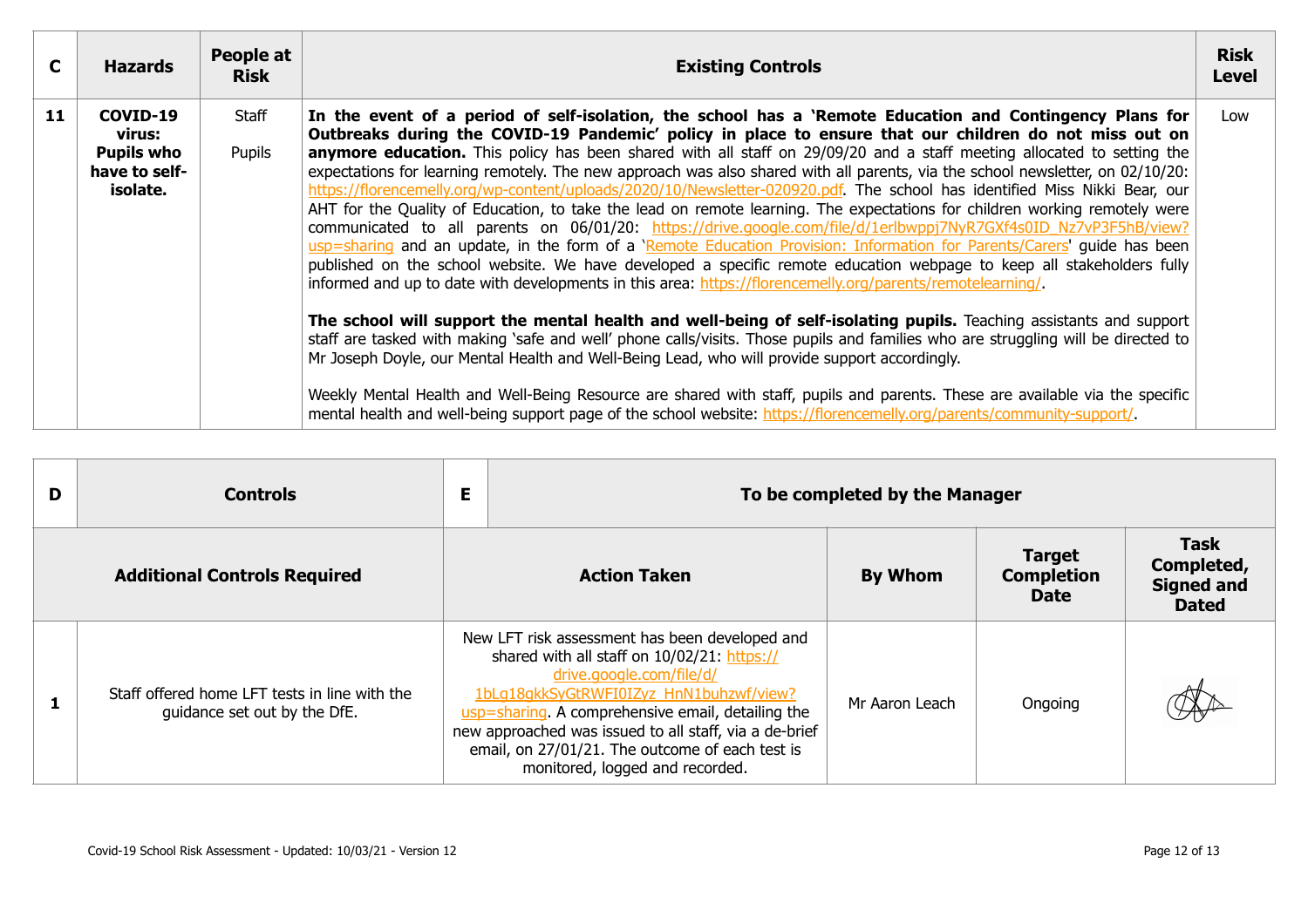| C | Hazards | People at Risk | Existing Controls | Risk Level |
|---|---|---|---|---|
| 11 | **COVID-19 virus: Pupils who have to self-isolate.** | Staff<br><br>Pupils | **In the event of a period of self-isolation, the school has a 'Remote Education and Contingency Plans for Outbreaks during the COVID-19 Pandemic' policy in place to ensure that our children do not miss out on anymore education.** This policy has been shared with all staff on 29/09/20 and a staff meeting allocated to setting the expectations for learning remotely. The new approach was also shared with all parents, via the school newsletter, on 02/10/20: https://florencemelly.org/wp-content/uploads/2020/10/Newsletter-020920.pdf. The school has identified Miss Nikki Bear, our AHT for the Quality of Education, to take the lead on remote learning. The expectations for children working remotely were communicated to all parents on 06/01/20: https://drive.google.com/file/d/1erlbwppj7NyR7GXf4s0ID_Nz7vP3F5hB/view?usp=sharing and an update, in the form of a 'Remote Education Provision: Information for Parents/Carers' guide has been published on the school website. We have developed a specific remote education webpage to keep all stakeholders fully informed and up to date with developments in this area: https://florencemelly.org/parents/remotelearning/.<br><br>**The school will support the mental health and well-being of self-isolating pupils.** Teaching assistants and support staff are tasked with making 'safe and well' phone calls/visits. Those pupils and families who are struggling will be directed to Mr Joseph Doyle, our Mental Health and Well-Being Lead, who will provide support accordingly.<br><br>Weekly Mental Health and Well-Being Resource are shared with staff, pupils and parents. These are available via the specific mental health and well-being support page of the school website: https://florencemelly.org/parents/community-support/. | Low |

| D | Controls | E | To be completed by the Manager | | | |
|---|---|---|---|---|---|---|
| | **Additional Controls Required** | | **Action Taken** | **By Whom** | **Target Completion Date** | **Task Completed, Signed and Dated** |
| **1** | Staff offered home LFT tests in line with the guidance set out by the DfE. | | New LFT risk assessment has been developed and shared with all staff on 10/02/21: https://drive.google.com/file/d/1bLg18qkkSyGtRWFI0IZyz_HnN1buhzwf/view?usp=sharing. A comprehensive email, detailing the new approached was issued to all staff, via a de-brief email, on 27/01/21. The outcome of each test is monitored, logged and recorded. | Mr Aaron Leach | Ongoing | (signature) |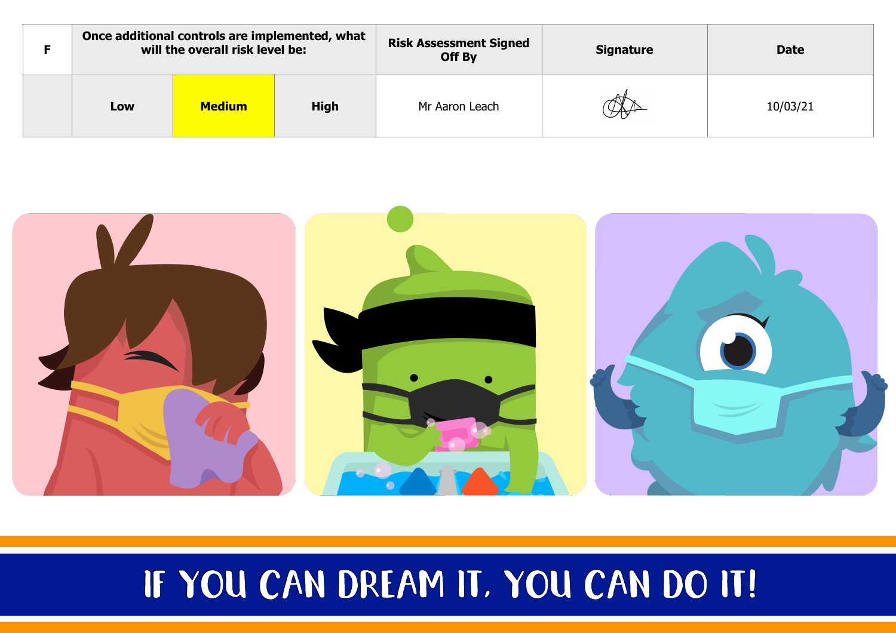| F | Once additional controls are implemented, what will the overall risk level be: | | | Risk Assessment Signed Off By | Signature | Date |
|---|---|---|---|---|---|---|
| | Low | **Medium** | High | Mr Aaron Leach | | 10/03/21 |

IF YOU CAN DREAM IT, YOU CAN DO IT!